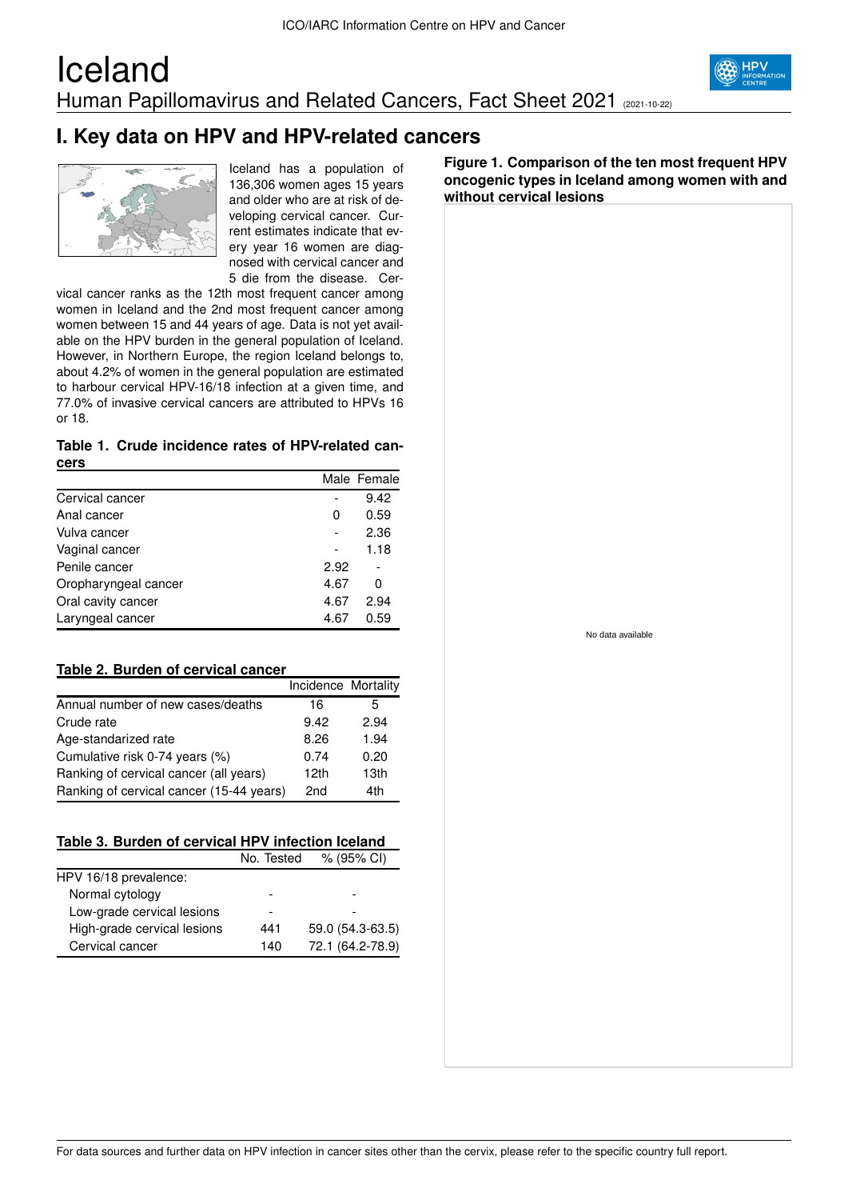# Iceland

## Human Papillomavirus and Related Cancers, Fact Sheet 2021 (2021-10-22)

## I. Key data on HPV and HPV-related cancers

Iceland has a population of 136,306 women ages 15 years and older who are at risk of developing cervical cancer. Current estimates indicate that every year 16 women are diagnosed with cervical cancer and 5 die from the disease. Cervical cancer ranks as the 12th most frequent cancer among women in Iceland and the 2nd most frequent cancer among women between 15 and 44 years of age. Data is not yet available on the HPV burden in the general population of Iceland. However, in Northern Europe, the region Iceland belongs to, about 4.2% of women in the general population are estimated to harbour cervical HPV-16/18 infection at a given time, and 77.0% of invasive cervical cancers are attributed to HPVs 16 or 18.

**Table 1. Crude incidence rates of HPV-related cancers**

| | Male | Female |
|---|---|---|
| Cervical cancer | - | 9.42 |
| Anal cancer | 0 | 0.59 |
| Vulva cancer | - | 2.36 |
| Vaginal cancer | - | 1.18 |
| Penile cancer | 2.92 | - |
| Oropharyngeal cancer | 4.67 | 0 |
| Oral cavity cancer | 4.67 | 2.94 |
| Laryngeal cancer | 4.67 | 0.59 |

**Table 2. Burden of cervical cancer**

| | Incidence | Mortality |
|---|---|---|
| Annual number of new cases/deaths | 16 | 5 |
| Crude rate | 9.42 | 2.94 |
| Age-standarized rate | 8.26 | 1.94 |
| Cumulative risk 0-74 years (%) | 0.74 | 0.20 |
| Ranking of cervical cancer (all years) | 12th | 13th |
| Ranking of cervical cancer (15-44 years) | 2nd | 4th |

**Table 3. Burden of cervical HPV infection Iceland**

| | No. Tested | % (95% CI) |
|---|---|---|
| HPV 16/18 prevalence: | | |
| Normal cytology | - | - |
| Low-grade cervical lesions | - | - |
| High-grade cervical lesions | 441 | 59.0 (54.3-63.5) |
| Cervical cancer | 140 | 72.1 (64.2-78.9) |

**Figure 1. Comparison of the ten most frequent HPV oncogenic types in Iceland among women with and without cervical lesions**

No data available

For data sources and further data on HPV infection in cancer sites other than the cervix, please refer to the specific country full report.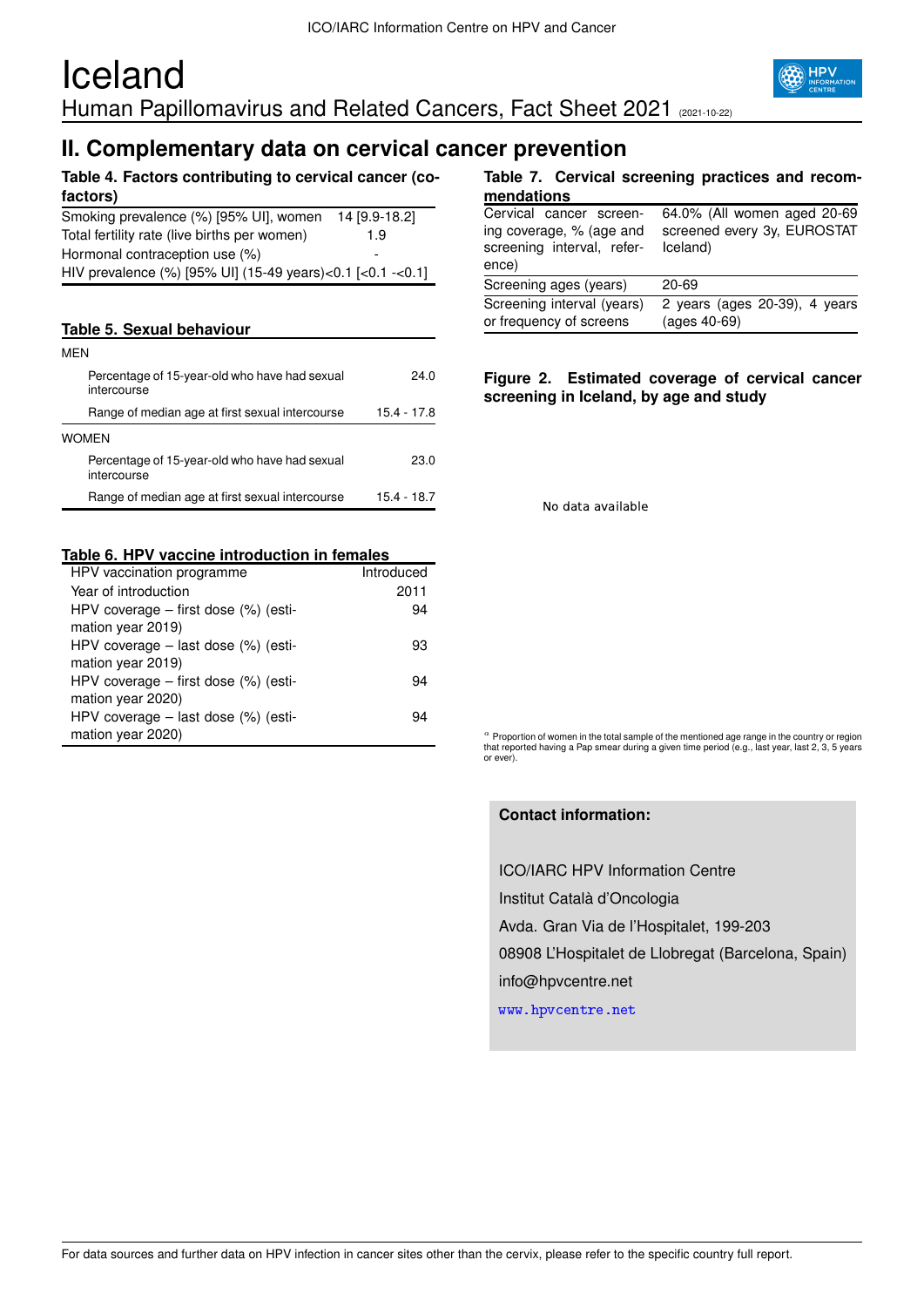# Iceland

Human Papillomavirus and Related Cancers, Fact Sheet 2021 (2021-10-22)

## II. Complementary data on cervical cancer prevention

### Table 4. Factors contributing to cervical cancer (cofactors)

| | |
|---|---|
| Smoking prevalence (%) [95% UI], women | 14 [9.9-18.2] |
| Total fertility rate (live births per women) | 1.9 |
| Hormonal contraception use (%) | - |
| HIV prevalence (%) [95% UI] (15-49 years) | <0.1 [<0.1 -<0.1] |

### Table 5. Sexual behaviour

| | |
|---|---|
| MEN | |
| Percentage of 15-year-old who have had sexual intercourse | 24.0 |
| Range of median age at first sexual intercourse | 15.4 - 17.8 |
| WOMEN | |
| Percentage of 15-year-old who have had sexual intercourse | 23.0 |
| Range of median age at first sexual intercourse | 15.4 - 18.7 |

### Table 6. HPV vaccine introduction in females

| | |
|---|---|
| HPV vaccination programme | Introduced |
| Year of introduction | 2011 |
| HPV coverage – first dose (%) (estimation year 2019) | 94 |
| HPV coverage – last dose (%) (estimation year 2019) | 93 |
| HPV coverage – first dose (%) (estimation year 2020) | 94 |
| HPV coverage – last dose (%) (estimation year 2020) | 94 |

### Table 7. Cervical screening practices and recommendations

| | |
|---|---|
| Cervical cancer screening coverage, % (age and screening interval, reference) | 64.0% (All women aged 20-69 screened every 3y, EUROSTAT Iceland) |
| Screening ages (years) | 20-69 |
| Screening interval (years) or frequency of screens | 2 years (ages 20-39), 4 years (ages 40-69) |

### Figure 2. Estimated coverage of cervical cancer screening in Iceland, by age and study

No data available

[a] Proportion of women in the total sample of the mentioned age range in the country or region that reported having a Pap smear during a given time period (e.g., last year, last 2, 3, 5 years or ever).

**Contact information:**

ICO/IARC HPV Information Centre

Institut Català d'Oncologia

Avda. Gran Via de l'Hospitalet, 199-203

08908 L'Hospitalet de Llobregat (Barcelona, Spain)

info@hpvcentre.net

www.hpvcentre.net

For data sources and further data on HPV infection in cancer sites other than the cervix, please refer to the specific country full report.